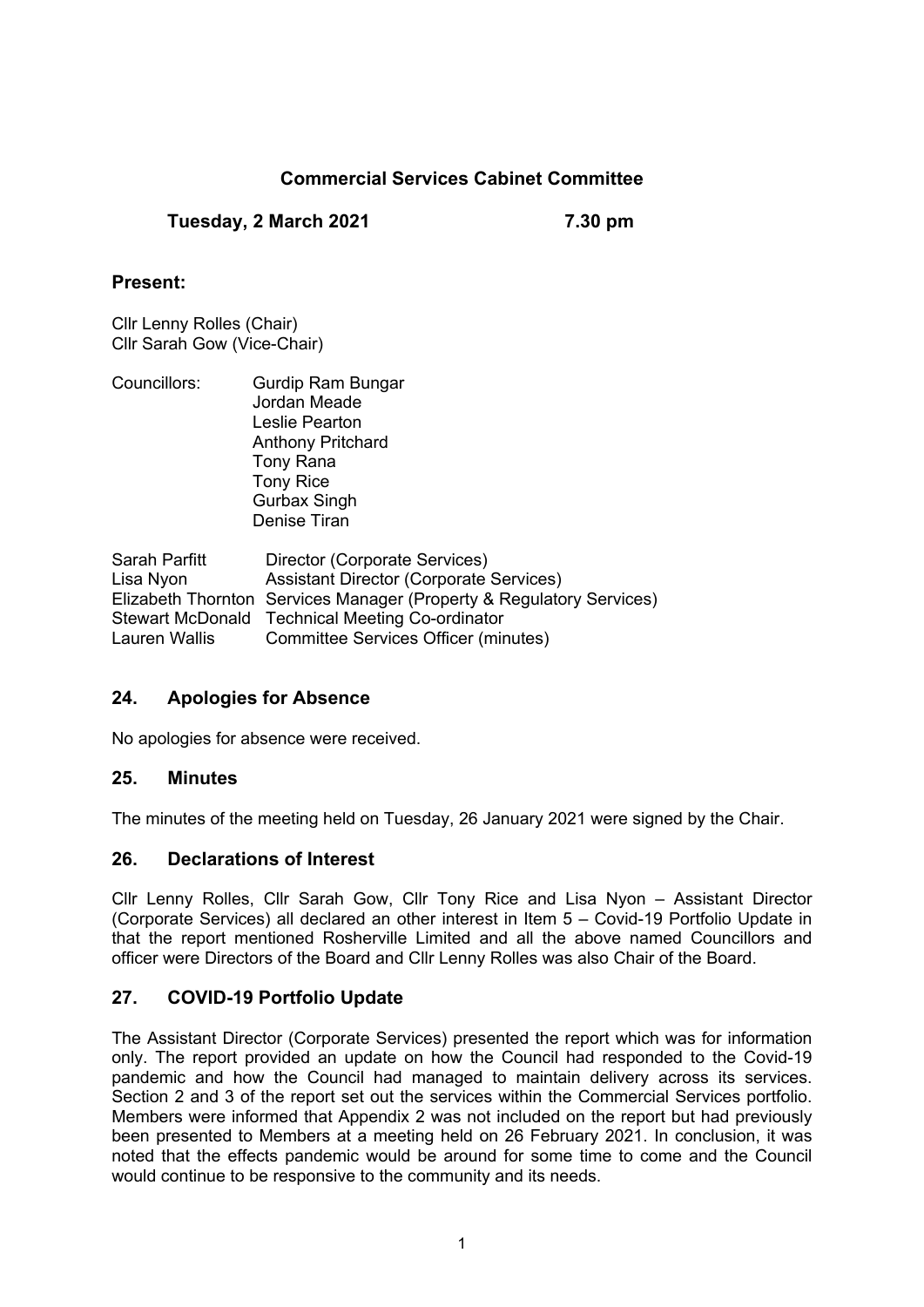# Commercial Services Cabinet Committee

**Tuesday, 2 March 2021 7.30 pm**

## Present:

Cllr Lenny Rolles (Chair)
Cllr Sarah Gow (Vice-Chair)

Councillors: Gurdip Ram Bungar
Jordan Meade
Leslie Pearton
Anthony Pritchard
Tony Rana
Tony Rice
Gurbax Singh
Denise Tiran

| | |
|---|---|
| Sarah Parfitt | Director (Corporate Services) |
| Lisa Nyon | Assistant Director (Corporate Services) |
| Elizabeth Thornton | Services Manager (Property & Regulatory Services) |
| Stewart McDonald | Technical Meeting Co-ordinator |
| Lauren Wallis | Committee Services Officer (minutes) |

## 24. Apologies for Absence

No apologies for absence were received.

## 25. Minutes

The minutes of the meeting held on Tuesday, 26 January 2021 were signed by the Chair.

## 26. Declarations of Interest

Cllr Lenny Rolles, Cllr Sarah Gow, Cllr Tony Rice and Lisa Nyon – Assistant Director (Corporate Services) all declared an other interest in Item 5 – Covid-19 Portfolio Update in that the report mentioned Rosherville Limited and all the above named Councillors and officer were Directors of the Board and Cllr Lenny Rolles was also Chair of the Board.

## 27. COVID-19 Portfolio Update

The Assistant Director (Corporate Services) presented the report which was for information only. The report provided an update on how the Council had responded to the Covid-19 pandemic and how the Council had managed to maintain delivery across its services. Section 2 and 3 of the report set out the services within the Commercial Services portfolio. Members were informed that Appendix 2 was not included on the report but had previously been presented to Members at a meeting held on 26 February 2021. In conclusion, it was noted that the effects pandemic would be around for some time to come and the Council would continue to be responsive to the community and its needs.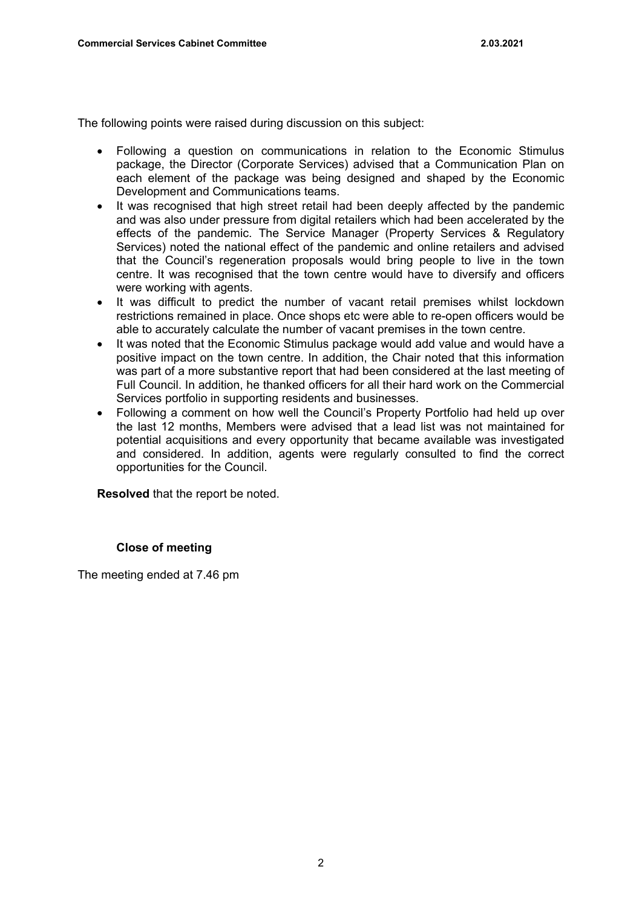The following points were raised during discussion on this subject:

- Following a question on communications in relation to the Economic Stimulus package, the Director (Corporate Services) advised that a Communication Plan on each element of the package was being designed and shaped by the Economic Development and Communications teams.
- It was recognised that high street retail had been deeply affected by the pandemic and was also under pressure from digital retailers which had been accelerated by the effects of the pandemic. The Service Manager (Property Services & Regulatory Services) noted the national effect of the pandemic and online retailers and advised that the Council's regeneration proposals would bring people to live in the town centre. It was recognised that the town centre would have to diversify and officers were working with agents.
- It was difficult to predict the number of vacant retail premises whilst lockdown restrictions remained in place. Once shops etc were able to re-open officers would be able to accurately calculate the number of vacant premises in the town centre.
- It was noted that the Economic Stimulus package would add value and would have a positive impact on the town centre. In addition, the Chair noted that this information was part of a more substantive report that had been considered at the last meeting of Full Council. In addition, he thanked officers for all their hard work on the Commercial Services portfolio in supporting residents and businesses.
- Following a comment on how well the Council's Property Portfolio had held up over the last 12 months, Members were advised that a lead list was not maintained for potential acquisitions and every opportunity that became available was investigated and considered. In addition, agents were regularly consulted to find the correct opportunities for the Council.

**Resolved** that the report be noted.

**Close of meeting**

The meeting ended at 7.46 pm